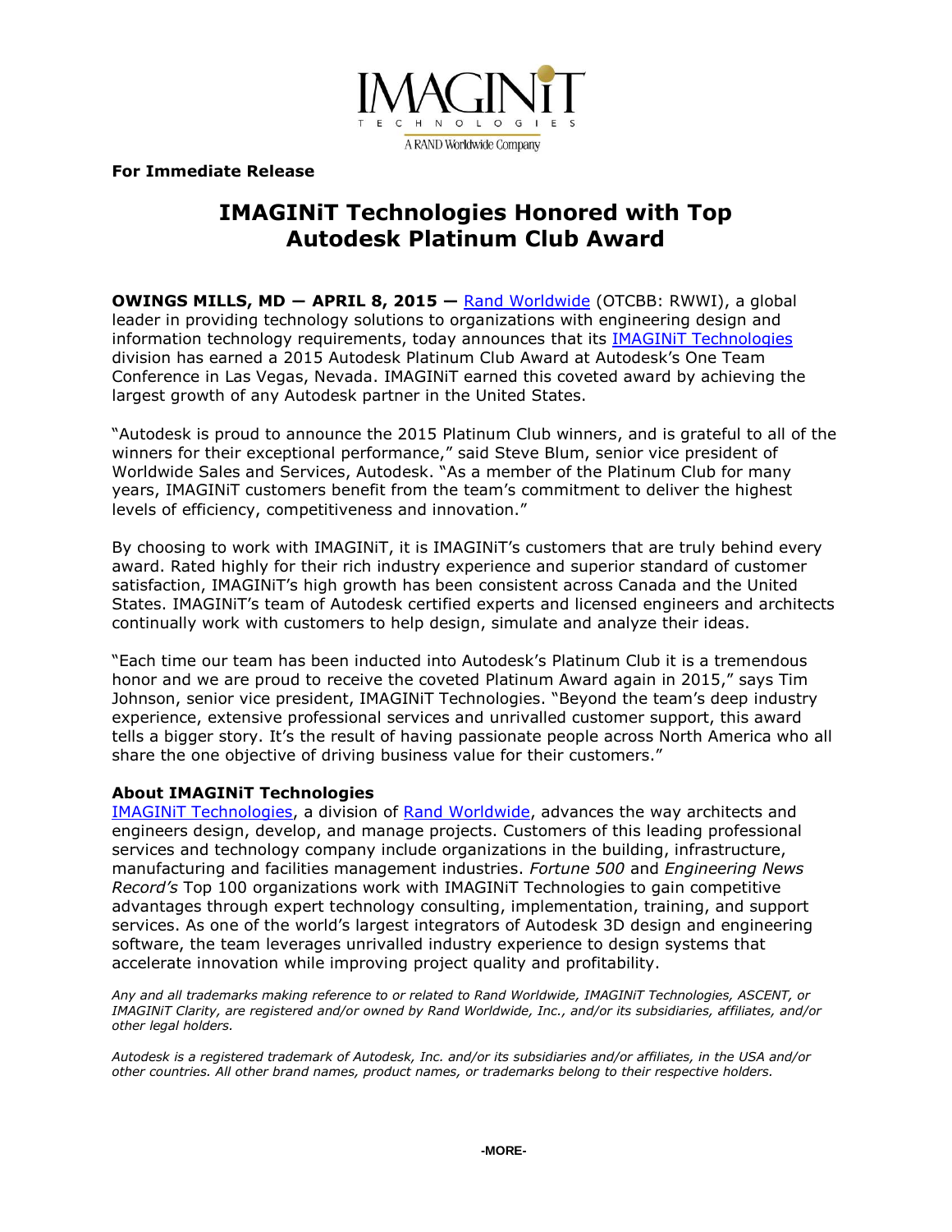**For Immediate Release**

# IMAGINiT Technologies Honored with Top Autodesk Platinum Club Award

**OWINGS MILLS, MD — APRIL 8, 2015 —** Rand Worldwide (OTCBB: RWWI), a global leader in providing technology solutions to organizations with engineering design and information technology requirements, today announces that its IMAGINiT Technologies division has earned a 2015 Autodesk Platinum Club Award at Autodesk's One Team Conference in Las Vegas, Nevada. IMAGINiT earned this coveted award by achieving the largest growth of any Autodesk partner in the United States.

"Autodesk is proud to announce the 2015 Platinum Club winners, and is grateful to all of the winners for their exceptional performance," said Steve Blum, senior vice president of Worldwide Sales and Services, Autodesk. "As a member of the Platinum Club for many years, IMAGINiT customers benefit from the team's commitment to deliver the highest levels of efficiency, competitiveness and innovation."

By choosing to work with IMAGINiT, it is IMAGINiT's customers that are truly behind every award. Rated highly for their rich industry experience and superior standard of customer satisfaction, IMAGINiT's high growth has been consistent across Canada and the United States. IMAGINiT's team of Autodesk certified experts and licensed engineers and architects continually work with customers to help design, simulate and analyze their ideas.

"Each time our team has been inducted into Autodesk's Platinum Club it is a tremendous honor and we are proud to receive the coveted Platinum Award again in 2015," says Tim Johnson, senior vice president, IMAGINiT Technologies. "Beyond the team's deep industry experience, extensive professional services and unrivalled customer support, this award tells a bigger story. It's the result of having passionate people across North America who all share the one objective of driving business value for their customers."

### About IMAGINiT Technologies

IMAGINiT Technologies, a division of Rand Worldwide, advances the way architects and engineers design, develop, and manage projects. Customers of this leading professional services and technology company include organizations in the building, infrastructure, manufacturing and facilities management industries. *Fortune 500* and *Engineering News Record's* Top 100 organizations work with IMAGINiT Technologies to gain competitive advantages through expert technology consulting, implementation, training, and support services. As one of the world's largest integrators of Autodesk 3D design and engineering software, the team leverages unrivalled industry experience to design systems that accelerate innovation while improving project quality and profitability.

*Any and all trademarks making reference to or related to Rand Worldwide, IMAGINiT Technologies, ASCENT, or IMAGINiT Clarity, are registered and/or owned by Rand Worldwide, Inc., and/or its subsidiaries, affiliates, and/or other legal holders.*

*Autodesk is a registered trademark of Autodesk, Inc. and/or its subsidiaries and/or affiliates, in the USA and/or other countries. All other brand names, product names, or trademarks belong to their respective holders.*

**-MORE-**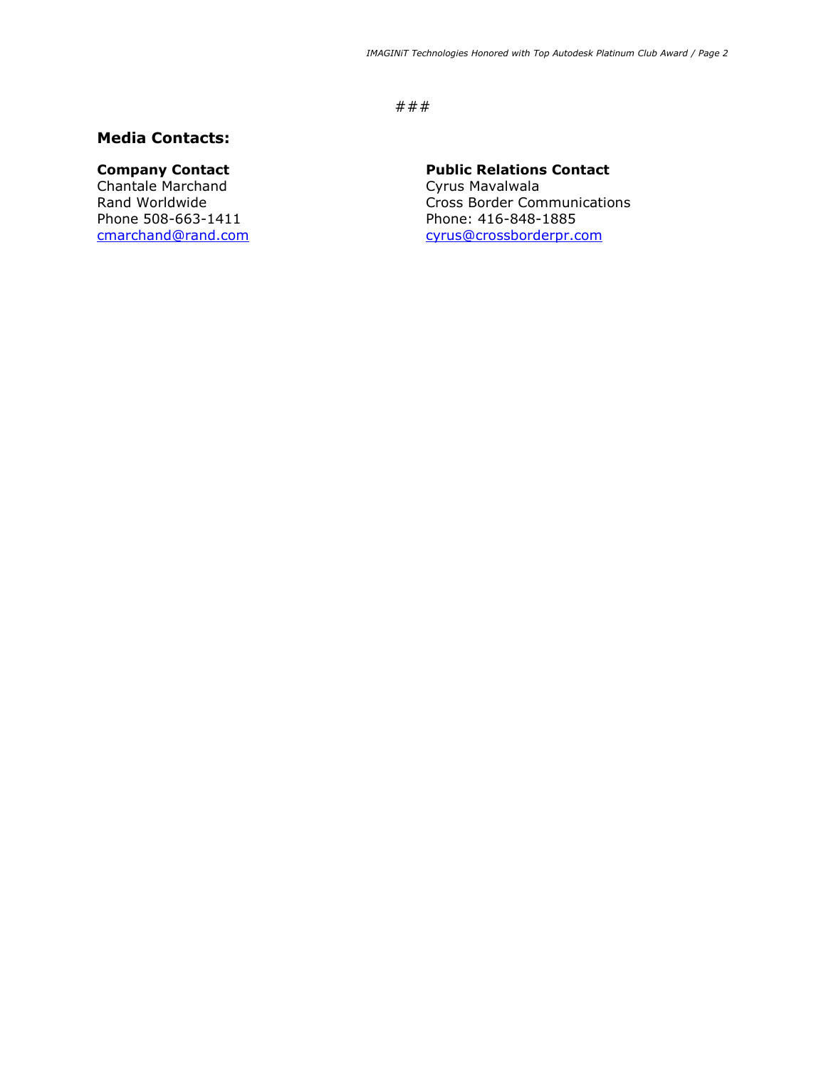###

## Media Contacts:

**Company Contact**
Chantale Marchand
Rand Worldwide
Phone 508-663-1411
cmarchand@rand.com

**Public Relations Contact**
Cyrus Mavalwala
Cross Border Communications
Phone: 416-848-1885
cyrus@crossborderpr.com